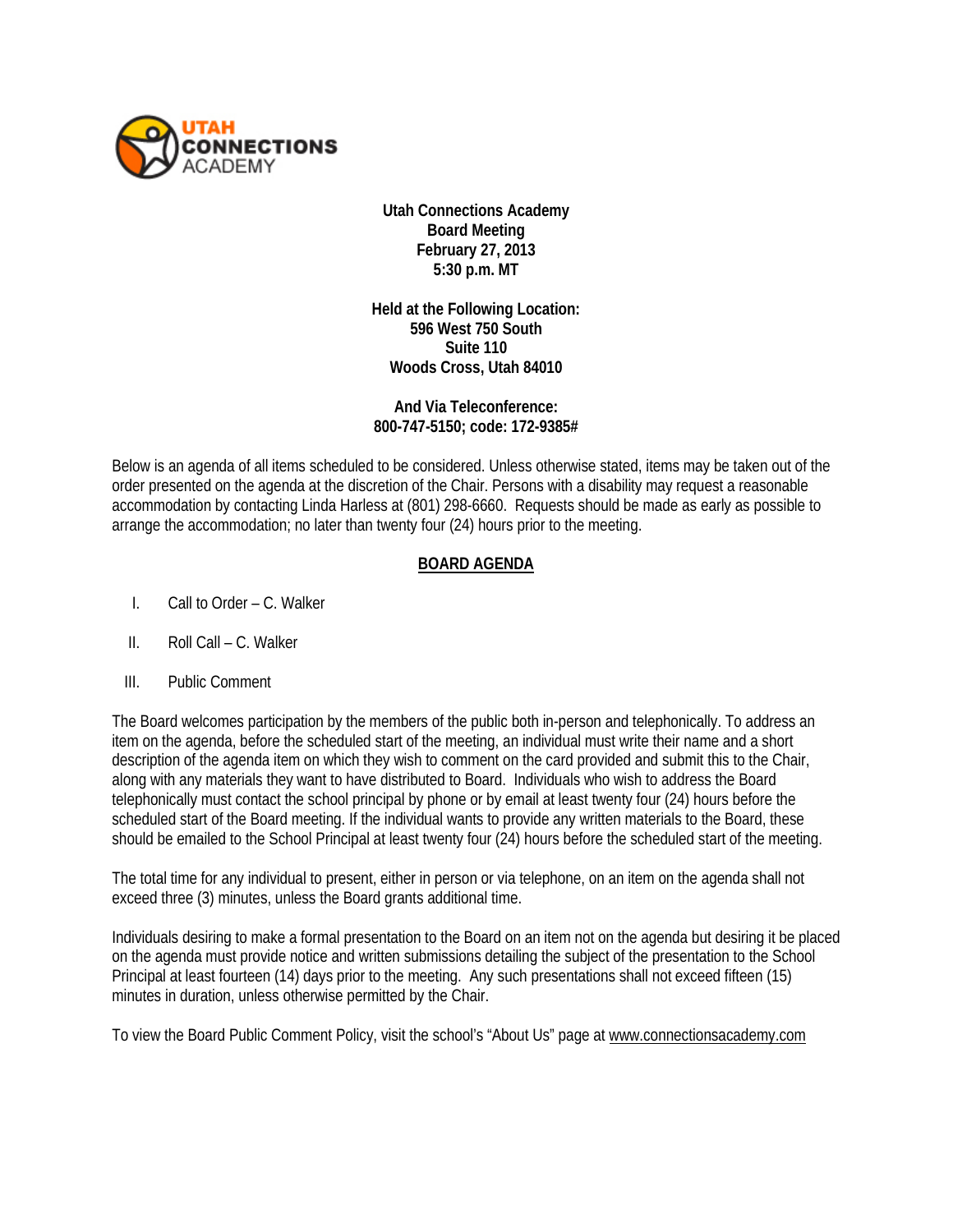**Utah Connections Academy**
**Board Meeting**
**February 27, 2013**
**5:30 p.m. MT**

**Held at the Following Location:**
**596 West 750 South**
**Suite 110**
**Woods Cross, Utah 84010**

**And Via Teleconference:**
**800-747-5150; code: 172-9385#**

Below is an agenda of all items scheduled to be considered. Unless otherwise stated, items may be taken out of the order presented on the agenda at the discretion of the Chair. Persons with a disability may request a reasonable accommodation by contacting Linda Harless at (801) 298-6660. Requests should be made as early as possible to arrange the accommodation; no later than twenty four (24) hours prior to the meeting.

## BOARD AGENDA

I. Call to Order – C. Walker

II. Roll Call – C. Walker

III. Public Comment

The Board welcomes participation by the members of the public both in-person and telephonically. To address an item on the agenda, before the scheduled start of the meeting, an individual must write their name and a short description of the agenda item on which they wish to comment on the card provided and submit this to the Chair, along with any materials they want to have distributed to Board. Individuals who wish to address the Board telephonically must contact the school principal by phone or by email at least twenty four (24) hours before the scheduled start of the Board meeting. If the individual wants to provide any written materials to the Board, these should be emailed to the School Principal at least twenty four (24) hours before the scheduled start of the meeting.

The total time for any individual to present, either in person or via telephone, on an item on the agenda shall not exceed three (3) minutes, unless the Board grants additional time.

Individuals desiring to make a formal presentation to the Board on an item not on the agenda but desiring it be placed on the agenda must provide notice and written submissions detailing the subject of the presentation to the School Principal at least fourteen (14) days prior to the meeting. Any such presentations shall not exceed fifteen (15) minutes in duration, unless otherwise permitted by the Chair.

To view the Board Public Comment Policy, visit the school's "About Us" page at www.connectionsacademy.com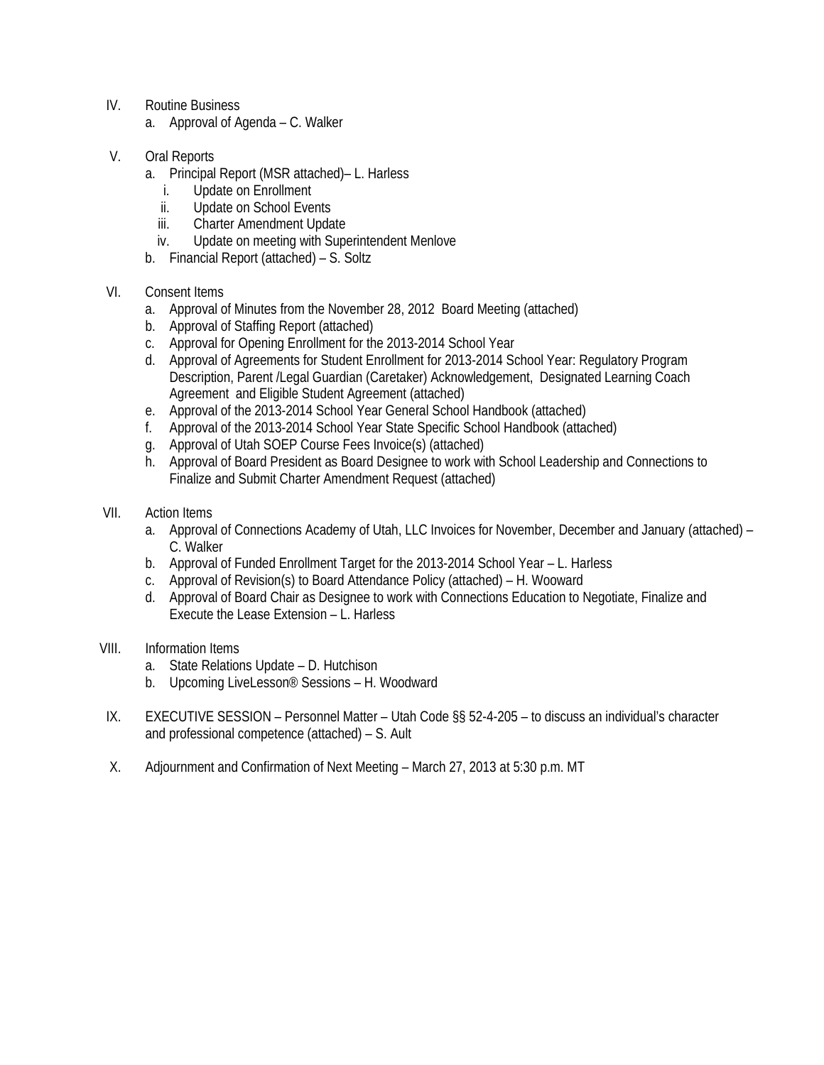IV. Routine Business
   a. Approval of Agenda – C. Walker

V. Oral Reports
   a. Principal Report (MSR attached)– L. Harless
      i. Update on Enrollment
      ii. Update on School Events
      iii. Charter Amendment Update
      iv. Update on meeting with Superintendent Menlove
   b. Financial Report (attached) – S. Soltz

VI. Consent Items
   a. Approval of Minutes from the November 28, 2012 Board Meeting (attached)
   b. Approval of Staffing Report (attached)
   c. Approval for Opening Enrollment for the 2013-2014 School Year
   d. Approval of Agreements for Student Enrollment for 2013-2014 School Year: Regulatory Program Description, Parent /Legal Guardian (Caretaker) Acknowledgement, Designated Learning Coach Agreement and Eligible Student Agreement (attached)
   e. Approval of the 2013-2014 School Year General School Handbook (attached)
   f. Approval of the 2013-2014 School Year State Specific School Handbook (attached)
   g. Approval of Utah SOEP Course Fees Invoice(s) (attached)
   h. Approval of Board President as Board Designee to work with School Leadership and Connections to Finalize and Submit Charter Amendment Request (attached)

VII. Action Items
   a. Approval of Connections Academy of Utah, LLC Invoices for November, December and January (attached) – C. Walker
   b. Approval of Funded Enrollment Target for the 2013-2014 School Year – L. Harless
   c. Approval of Revision(s) to Board Attendance Policy (attached) – H. Wooward
   d. Approval of Board Chair as Designee to work with Connections Education to Negotiate, Finalize and Execute the Lease Extension – L. Harless

VIII. Information Items
   a. State Relations Update – D. Hutchison
   b. Upcoming LiveLesson® Sessions – H. Woodward

IX. EXECUTIVE SESSION – Personnel Matter – Utah Code §§ 52-4-205 – to discuss an individual's character and professional competence (attached) – S. Ault

X. Adjournment and Confirmation of Next Meeting – March 27, 2013 at 5:30 p.m. MT